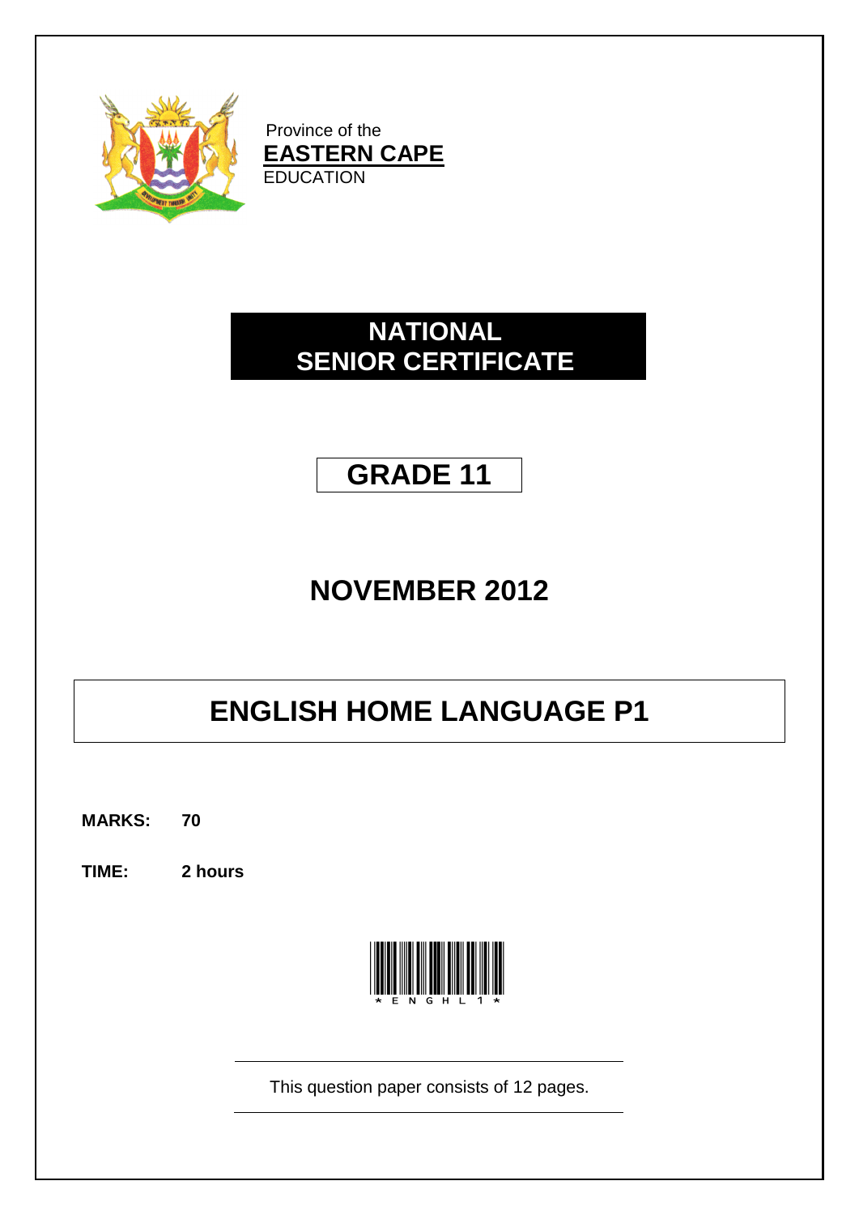Province of the
**EASTERN CAPE**
EDUCATION

# NATIONAL SENIOR CERTIFICATE

## GRADE 11

## NOVEMBER 2012

# ENGLISH HOME LANGUAGE P1

**MARKS:** **70**

**TIME:** **2 hours**

*ENGHL1*

This question paper consists of 12 pages.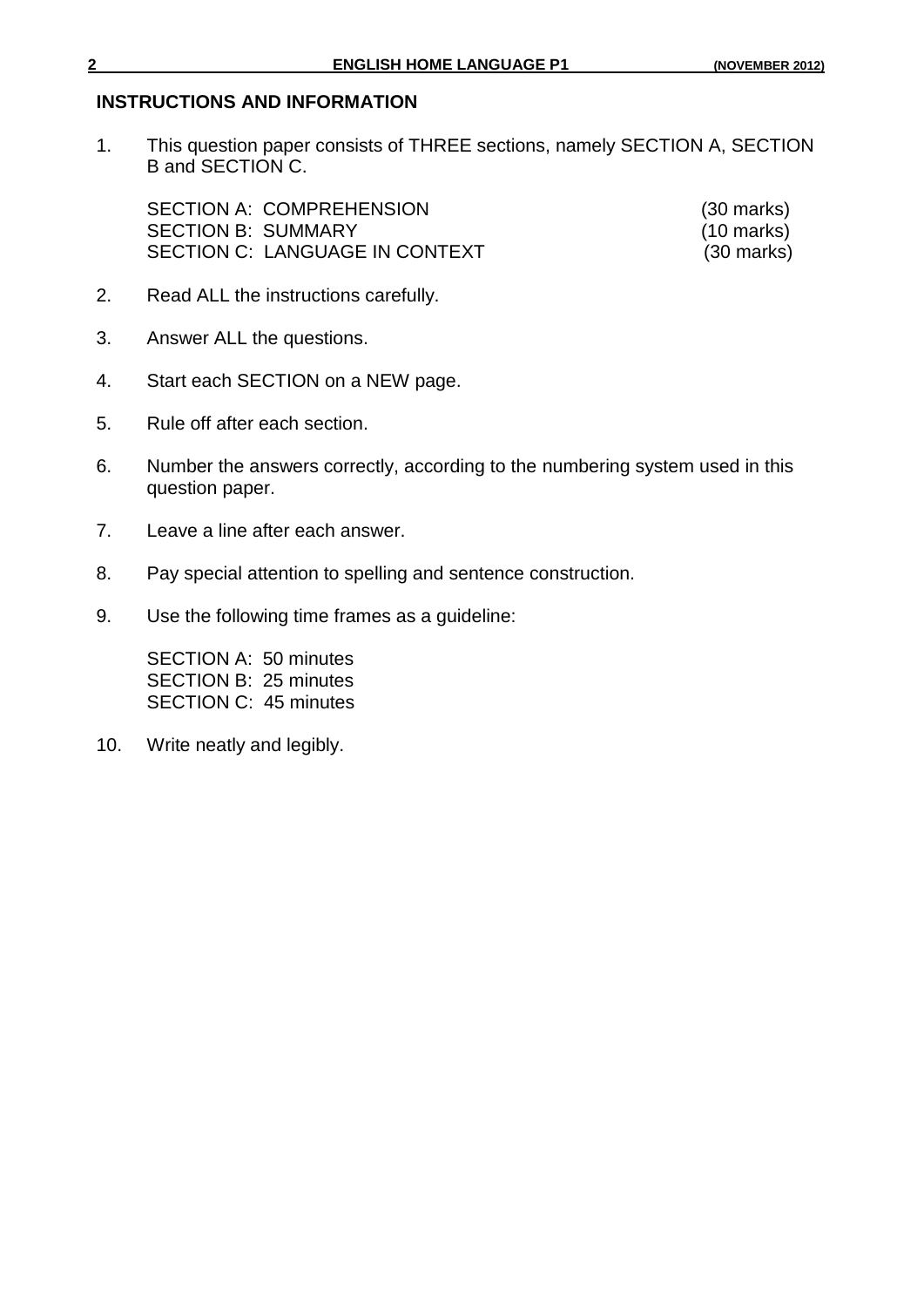## INSTRUCTIONS AND INFORMATION

1. This question paper consists of THREE sections, namely SECTION A, SECTION B and SECTION C.

   | | |
   |---|---|
   | SECTION A: COMPREHENSION | (30 marks) |
   | SECTION B: SUMMARY | (10 marks) |
   | SECTION C: LANGUAGE IN CONTEXT | (30 marks) |

2. Read ALL the instructions carefully.

3. Answer ALL the questions.

4. Start each SECTION on a NEW page.

5. Rule off after each section.

6. Number the answers correctly, according to the numbering system used in this question paper.

7. Leave a line after each answer.

8. Pay special attention to spelling and sentence construction.

9. Use the following time frames as a guideline:

   SECTION A: 50 minutes
   SECTION B: 25 minutes
   SECTION C: 45 minutes

10. Write neatly and legibly.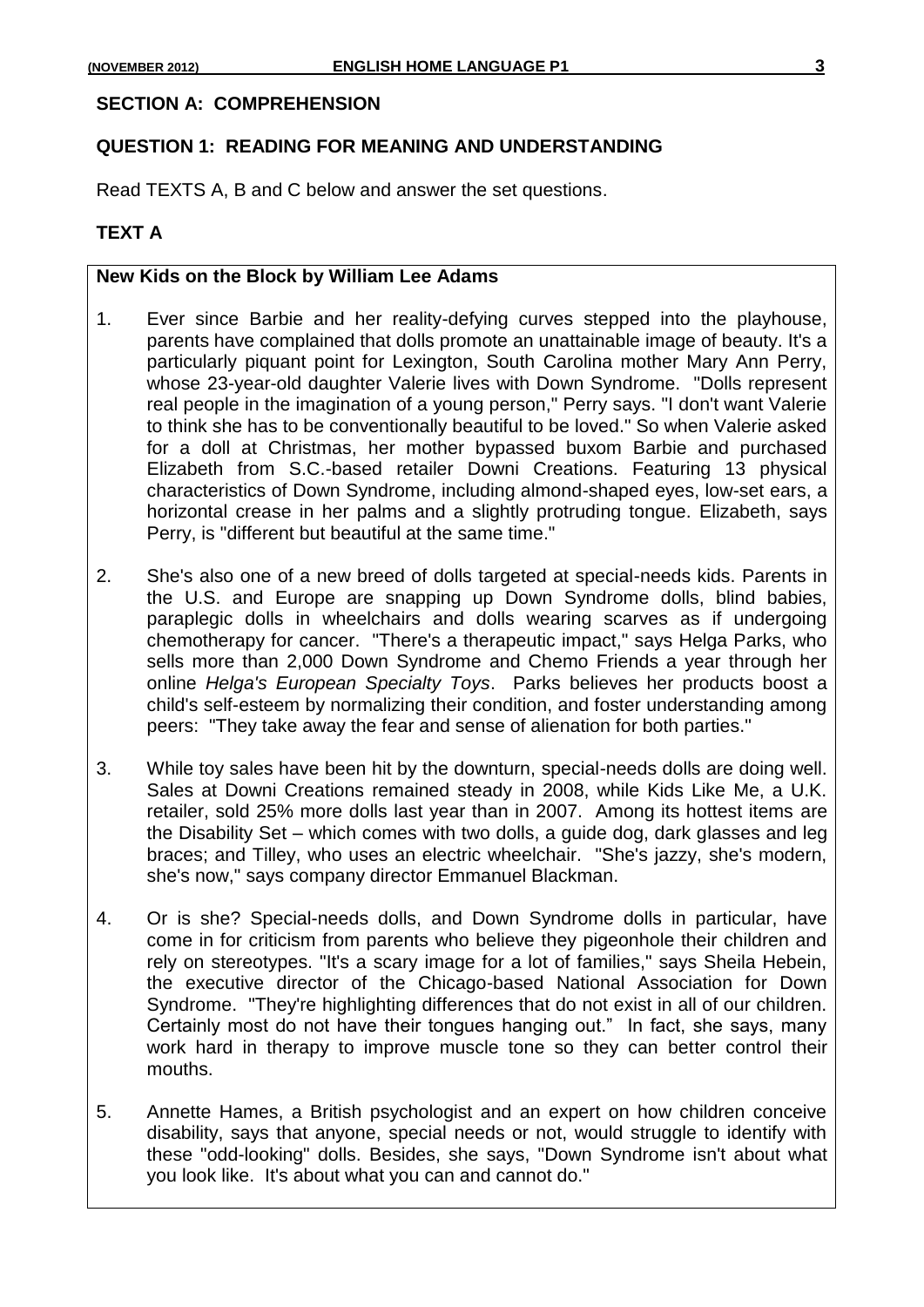## SECTION A: COMPREHENSION

### QUESTION 1: READING FOR MEANING AND UNDERSTANDING

Read TEXTS A, B and C below and answer the set questions.

### TEXT A

**New Kids on the Block by William Lee Adams**

1. Ever since Barbie and her reality-defying curves stepped into the playhouse, parents have complained that dolls promote an unattainable image of beauty. It's a particularly piquant point for Lexington, South Carolina mother Mary Ann Perry, whose 23-year-old daughter Valerie lives with Down Syndrome. "Dolls represent real people in the imagination of a young person," Perry says. "I don't want Valerie to think she has to be conventionally beautiful to be loved." So when Valerie asked for a doll at Christmas, her mother bypassed buxom Barbie and purchased Elizabeth from S.C.-based retailer Downi Creations. Featuring 13 physical characteristics of Down Syndrome, including almond-shaped eyes, low-set ears, a horizontal crease in her palms and a slightly protruding tongue. Elizabeth, says Perry, is "different but beautiful at the same time."

2. She's also one of a new breed of dolls targeted at special-needs kids. Parents in the U.S. and Europe are snapping up Down Syndrome dolls, blind babies, paraplegic dolls in wheelchairs and dolls wearing scarves as if undergoing chemotherapy for cancer. "There's a therapeutic impact," says Helga Parks, who sells more than 2,000 Down Syndrome and Chemo Friends a year through her online *Helga's European Specialty Toys*. Parks believes her products boost a child's self-esteem by normalizing their condition, and foster understanding among peers: "They take away the fear and sense of alienation for both parties."

3. While toy sales have been hit by the downturn, special-needs dolls are doing well. Sales at Downi Creations remained steady in 2008, while Kids Like Me, a U.K. retailer, sold 25% more dolls last year than in 2007. Among its hottest items are the Disability Set – which comes with two dolls, a guide dog, dark glasses and leg braces; and Tilley, who uses an electric wheelchair. "She's jazzy, she's modern, she's now," says company director Emmanuel Blackman.

4. Or is she? Special-needs dolls, and Down Syndrome dolls in particular, have come in for criticism from parents who believe they pigeonhole their children and rely on stereotypes. "It's a scary image for a lot of families," says Sheila Hebein, the executive director of the Chicago-based National Association for Down Syndrome. "They're highlighting differences that do not exist in all of our children. Certainly most do not have their tongues hanging out." In fact, she says, many work hard in therapy to improve muscle tone so they can better control their mouths.

5. Annette Hames, a British psychologist and an expert on how children conceive disability, says that anyone, special needs or not, would struggle to identify with these "odd-looking" dolls. Besides, she says, "Down Syndrome isn't about what you look like. It's about what you can and cannot do."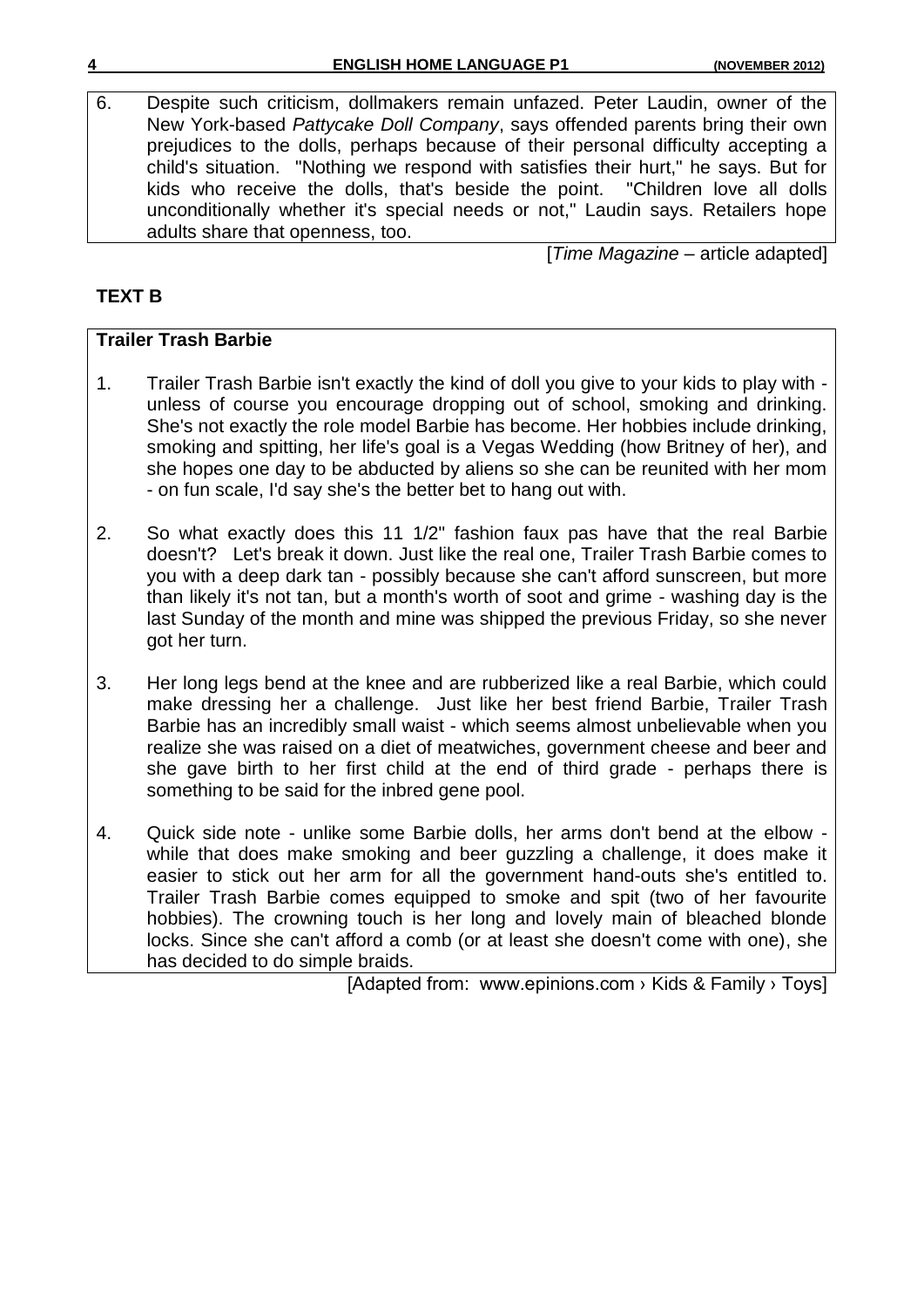6. Despite such criticism, dollmakers remain unfazed. Peter Laudin, owner of the New York-based *Pattycake Doll Company*, says offended parents bring their own prejudices to the dolls, perhaps because of their personal difficulty accepting a child's situation. "Nothing we respond with satisfies their hurt," he says. But for kids who receive the dolls, that's beside the point. "Children love all dolls unconditionally whether it's special needs or not," Laudin says. Retailers hope adults share that openness, too.

[*Time Magazine* – article adapted]

## TEXT B

**Trailer Trash Barbie**

1. Trailer Trash Barbie isn't exactly the kind of doll you give to your kids to play with - unless of course you encourage dropping out of school, smoking and drinking. She's not exactly the role model Barbie has become. Her hobbies include drinking, smoking and spitting, her life's goal is a Vegas Wedding (how Britney of her), and she hopes one day to be abducted by aliens so she can be reunited with her mom - on fun scale, I'd say she's the better bet to hang out with.

2. So what exactly does this 11 1/2" fashion faux pas have that the real Barbie doesn't? Let's break it down. Just like the real one, Trailer Trash Barbie comes to you with a deep dark tan - possibly because she can't afford sunscreen, but more than likely it's not tan, but a month's worth of soot and grime - washing day is the last Sunday of the month and mine was shipped the previous Friday, so she never got her turn.

3. Her long legs bend at the knee and are rubberized like a real Barbie, which could make dressing her a challenge. Just like her best friend Barbie, Trailer Trash Barbie has an incredibly small waist - which seems almost unbelievable when you realize she was raised on a diet of meatwiches, government cheese and beer and she gave birth to her first child at the end of third grade - perhaps there is something to be said for the inbred gene pool.

4. Quick side note - unlike some Barbie dolls, her arms don't bend at the elbow - while that does make smoking and beer guzzling a challenge, it does make it easier to stick out her arm for all the government hand-outs she's entitled to. Trailer Trash Barbie comes equipped to smoke and spit (two of her favourite hobbies). The crowning touch is her long and lovely main of bleached blonde locks. Since she can't afford a comb (or at least she doesn't come with one), she has decided to do simple braids.

[Adapted from: www.epinions.com › Kids & Family › Toys]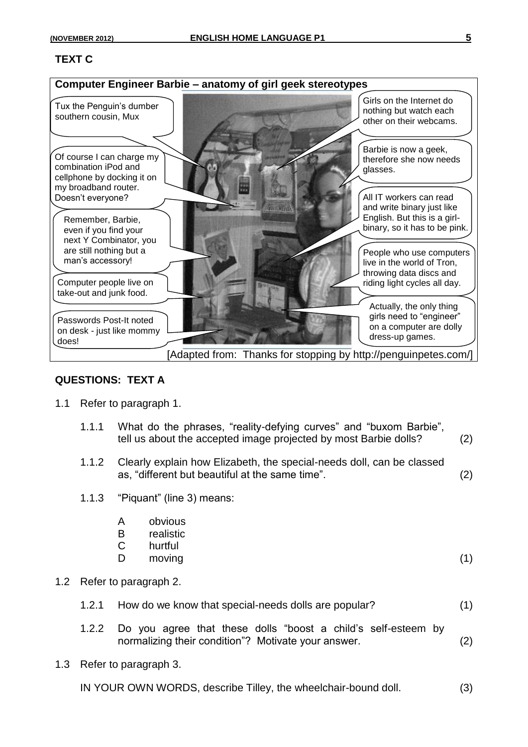## TEXT C

**Computer Engineer Barbie – anatomy of girl geek stereotypes**

Tux the Penguin's dumber southern cousin, Mux

Of course I can charge my combination iPod and cellphone by docking it on my broadband router. Doesn't everyone?

Remember, Barbie, even if you find your next Y Combinator, you are still nothing but a man's accessory!

Computer people live on take-out and junk food.

Passwords Post-It noted on desk - just like mommy does!

Girls on the Internet do nothing but watch each other on their webcams.

Barbie is now a geek, therefore she now needs glasses.

All IT workers can read and write binary just like English. But this is a girl-binary, so it has to be pink.

People who use computers live in the world of Tron, throwing data discs and riding light cycles all day.

Actually, the only thing girls need to "engineer" on a computer are dolly dress-up games.

[Adapted from: Thanks for stopping by http://penguinpetes.com/]

## QUESTIONS: TEXT A

1.1 Refer to paragraph 1.

1.1.1 What do the phrases, "reality-defying curves" and "buxom Barbie", tell us about the accepted image projected by most Barbie dolls? (2)

1.1.2 Clearly explain how Elizabeth, the special-needs doll, can be classed as, "different but beautiful at the same time". (2)

1.1.3 "Piquant" (line 3) means:

A obvious
B realistic
C hurtful
D moving (1)

1.2 Refer to paragraph 2.

1.2.1 How do we know that special-needs dolls are popular? (1)

1.2.2 Do you agree that these dolls "boost a child's self-esteem by normalizing their condition"? Motivate your answer. (2)

1.3 Refer to paragraph 3.

IN YOUR OWN WORDS, describe Tilley, the wheelchair-bound doll. (3)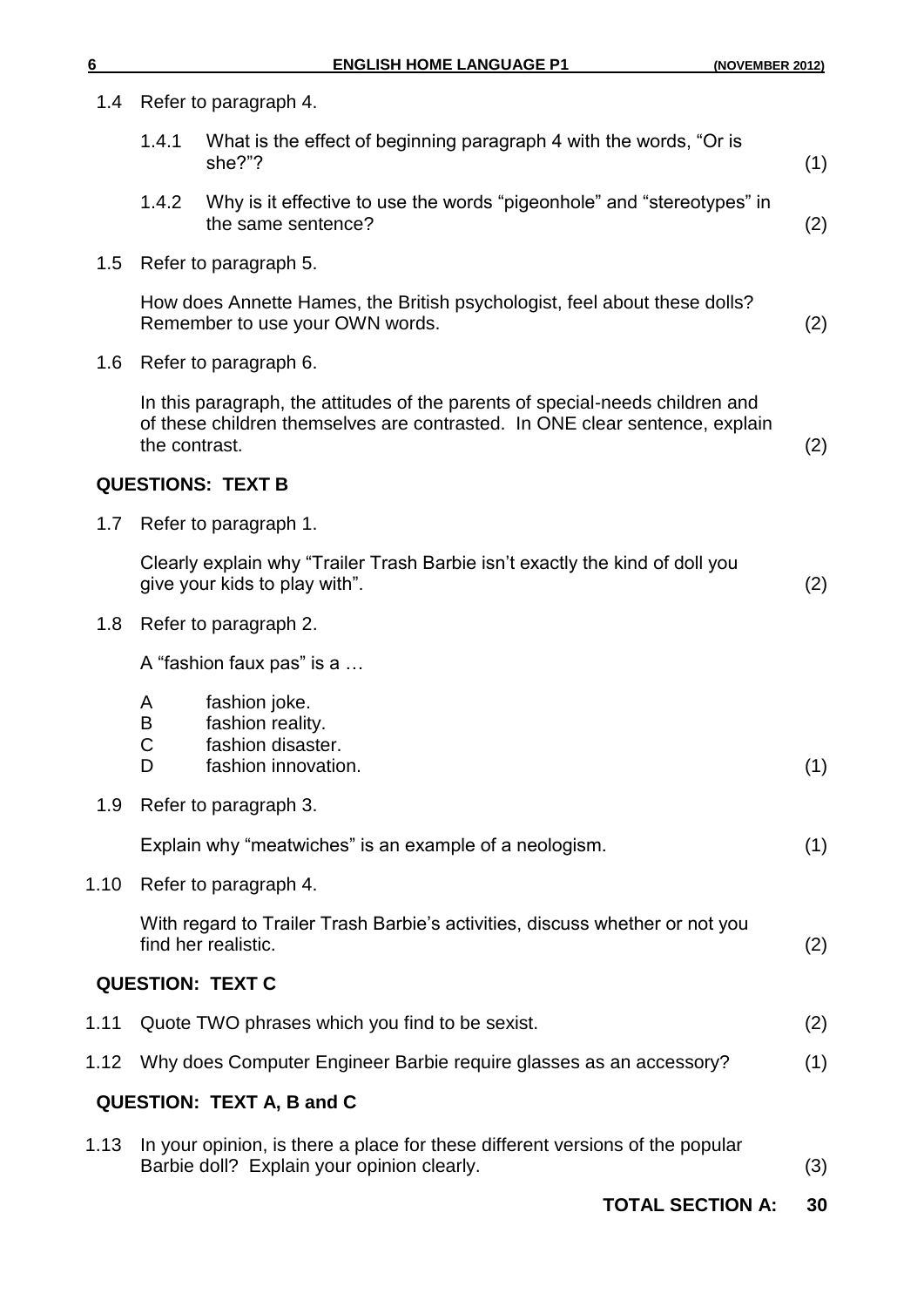1.4 Refer to paragraph 4.

1.4.1 What is the effect of beginning paragraph 4 with the words, "Or is she?"? (1)

1.4.2 Why is it effective to use the words "pigeonhole" and "stereotypes" in the same sentence? (2)

1.5 Refer to paragraph 5.

How does Annette Hames, the British psychologist, feel about these dolls? Remember to use your OWN words. (2)

1.6 Refer to paragraph 6.

In this paragraph, the attitudes of the parents of special-needs children and of these children themselves are contrasted. In ONE clear sentence, explain the contrast. (2)

**QUESTIONS: TEXT B**

1.7 Refer to paragraph 1.

Clearly explain why "Trailer Trash Barbie isn't exactly the kind of doll you give your kids to play with". (2)

1.8 Refer to paragraph 2.

A "fashion faux pas" is a …

- A fashion joke.
- B fashion reality.
- C fashion disaster.
- D fashion innovation. (1)

1.9 Refer to paragraph 3.

Explain why "meatwiches" is an example of a neologism. (1)

1.10 Refer to paragraph 4.

With regard to Trailer Trash Barbie's activities, discuss whether or not you find her realistic. (2)

**QUESTION: TEXT C**

1.11 Quote TWO phrases which you find to be sexist. (2)

1.12 Why does Computer Engineer Barbie require glasses as an accessory? (1)

**QUESTION: TEXT A, B and C**

1.13 In your opinion, is there a place for these different versions of the popular Barbie doll? Explain your opinion clearly. (3)

**TOTAL SECTION A: 30**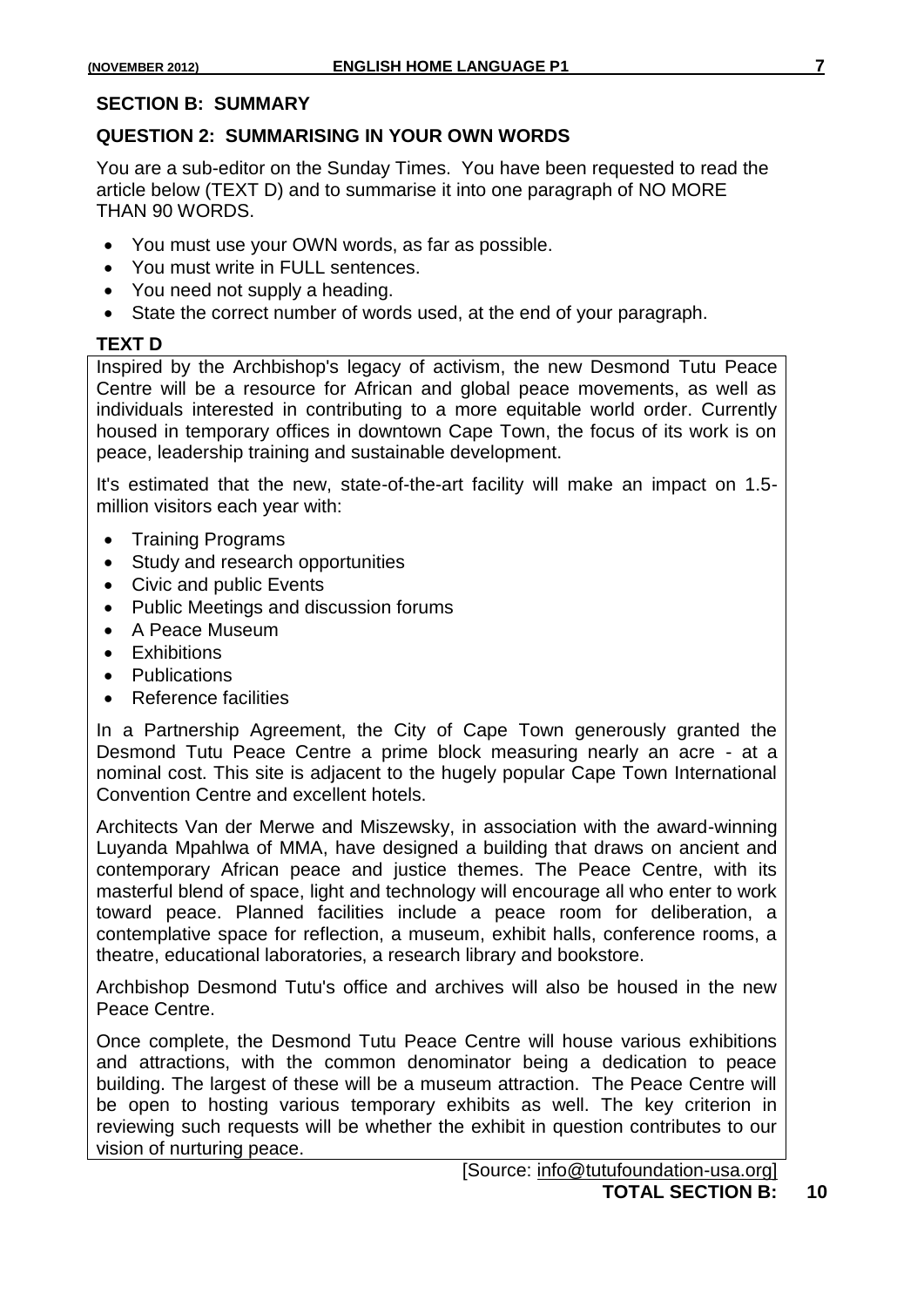## SECTION B: SUMMARY

### QUESTION 2: SUMMARISING IN YOUR OWN WORDS

You are a sub-editor on the Sunday Times. You have been requested to read the article below (TEXT D) and to summarise it into one paragraph of NO MORE THAN 90 WORDS.

- You must use your OWN words, as far as possible.
- You must write in FULL sentences.
- You need not supply a heading.
- State the correct number of words used, at the end of your paragraph.

**TEXT D**

Inspired by the Archbishop's legacy of activism, the new Desmond Tutu Peace Centre will be a resource for African and global peace movements, as well as individuals interested in contributing to a more equitable world order. Currently housed in temporary offices in downtown Cape Town, the focus of its work is on peace, leadership training and sustainable development.

It's estimated that the new, state-of-the-art facility will make an impact on 1.5-million visitors each year with:

- Training Programs
- Study and research opportunities
- Civic and public Events
- Public Meetings and discussion forums
- A Peace Museum
- Exhibitions
- Publications
- Reference facilities

In a Partnership Agreement, the City of Cape Town generously granted the Desmond Tutu Peace Centre a prime block measuring nearly an acre - at a nominal cost. This site is adjacent to the hugely popular Cape Town International Convention Centre and excellent hotels.

Architects Van der Merwe and Miszewsky, in association with the award-winning Luyanda Mpahlwa of MMA, have designed a building that draws on ancient and contemporary African peace and justice themes. The Peace Centre, with its masterful blend of space, light and technology will encourage all who enter to work toward peace. Planned facilities include a peace room for deliberation, a contemplative space for reflection, a museum, exhibit halls, conference rooms, a theatre, educational laboratories, a research library and bookstore.

Archbishop Desmond Tutu's office and archives will also be housed in the new Peace Centre.

Once complete, the Desmond Tutu Peace Centre will house various exhibitions and attractions, with the common denominator being a dedication to peace building. The largest of these will be a museum attraction. The Peace Centre will be open to hosting various temporary exhibits as well. The key criterion in reviewing such requests will be whether the exhibit in question contributes to our vision of nurturing peace.

[Source: info@tutufoundation-usa.org]

**TOTAL SECTION B: 10**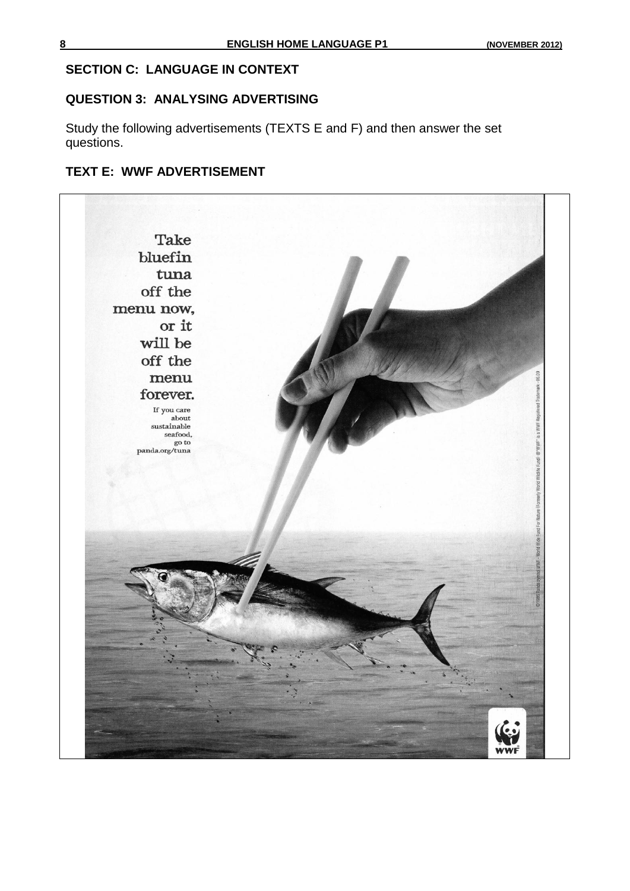## SECTION C: LANGUAGE IN CONTEXT

### QUESTION 3: ANALYSING ADVERTISING

Study the following advertisements (TEXTS E and F) and then answer the set questions.

### TEXT E: WWF ADVERTISEMENT

Take bluefin tuna off the menu now, or it will be off the menu forever.

If you care about sustainable seafood, go to panda.org/tuna

WWF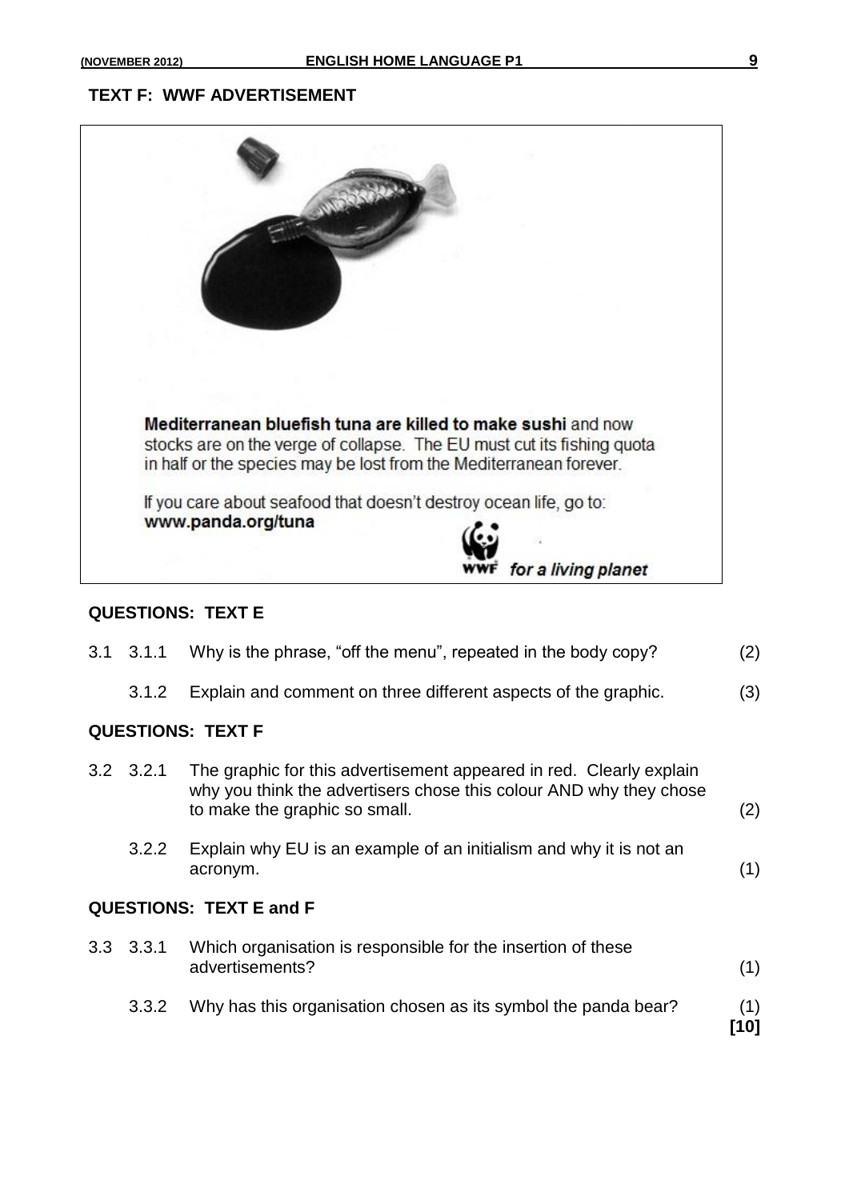## TEXT F: WWF ADVERTISEMENT

**Mediterranean bluefish tuna are killed to make sushi** and now stocks are on the verge of collapse. The EU must cut its fishing quota in half or the species may be lost from the Mediterranean forever.

If you care about seafood that doesn't destroy ocean life, go to:
**www.panda.org/tuna**

WWF *for a living planet*

### QUESTIONS: TEXT E

3.1 3.1.1 Why is the phrase, "off the menu", repeated in the body copy? (2)

3.1.2 Explain and comment on three different aspects of the graphic. (3)

### QUESTIONS: TEXT F

3.2 3.2.1 The graphic for this advertisement appeared in red. Clearly explain why you think the advertisers chose this colour AND why they chose to make the graphic so small. (2)

3.2.2 Explain why EU is an example of an initialism and why it is not an acronym. (1)

### QUESTIONS: TEXT E and F

3.3 3.3.1 Which organisation is responsible for the insertion of these advertisements? (1)

3.3.2 Why has this organisation chosen as its symbol the panda bear? (1)

**[10]**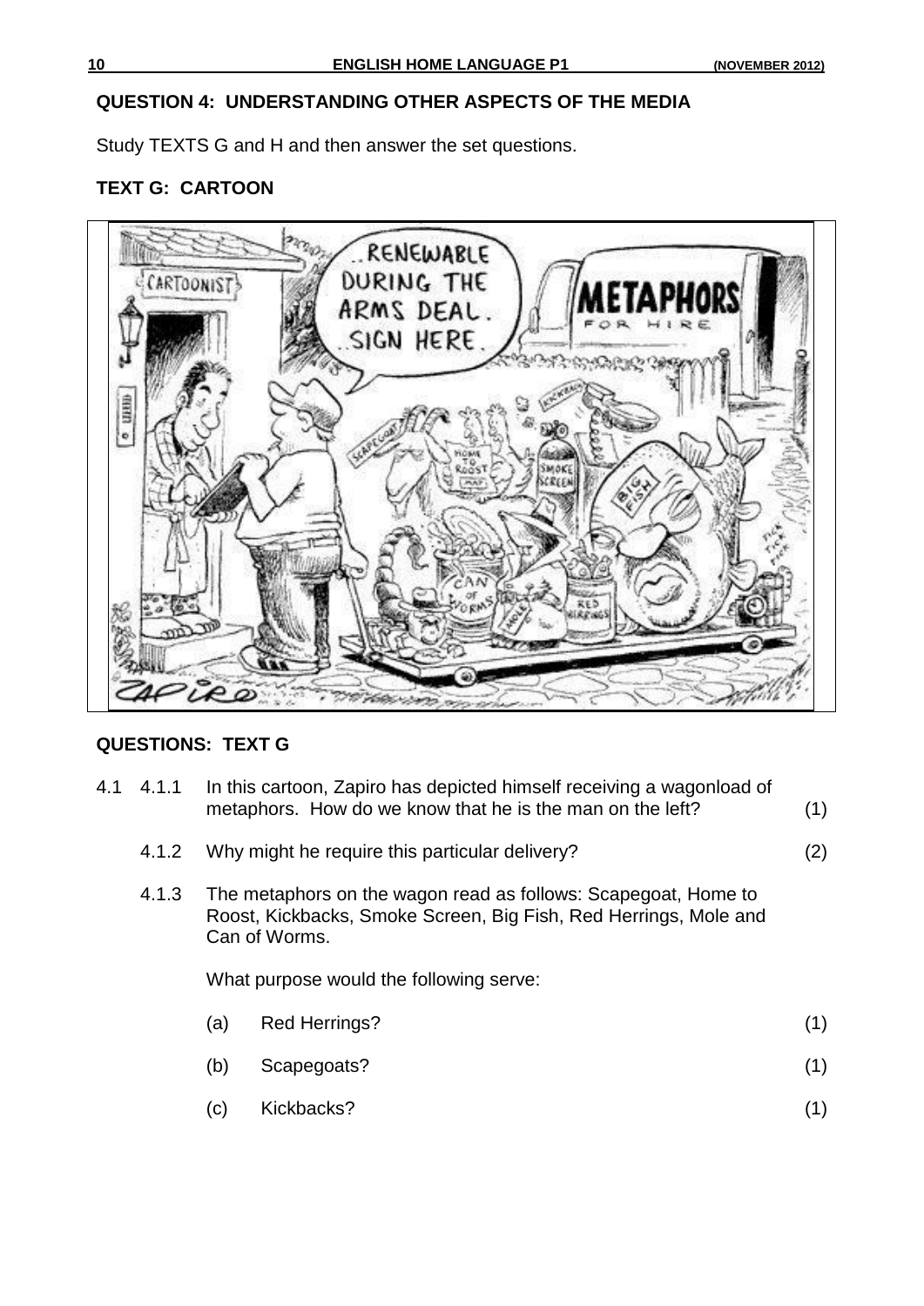## QUESTION 4: UNDERSTANDING OTHER ASPECTS OF THE MEDIA

Study TEXTS G and H and then answer the set questions.

### TEXT G: CARTOON

### QUESTIONS: TEXT G

4.1 4.1.1 In this cartoon, Zapiro has depicted himself receiving a wagonload of metaphors. How do we know that he is the man on the left? (1)

4.1.2 Why might he require this particular delivery? (2)

4.1.3 The metaphors on the wagon read as follows: Scapegoat, Home to Roost, Kickbacks, Smoke Screen, Big Fish, Red Herrings, Mole and Can of Worms.

What purpose would the following serve:

(a) Red Herrings? (1)

(b) Scapegoats? (1)

(c) Kickbacks? (1)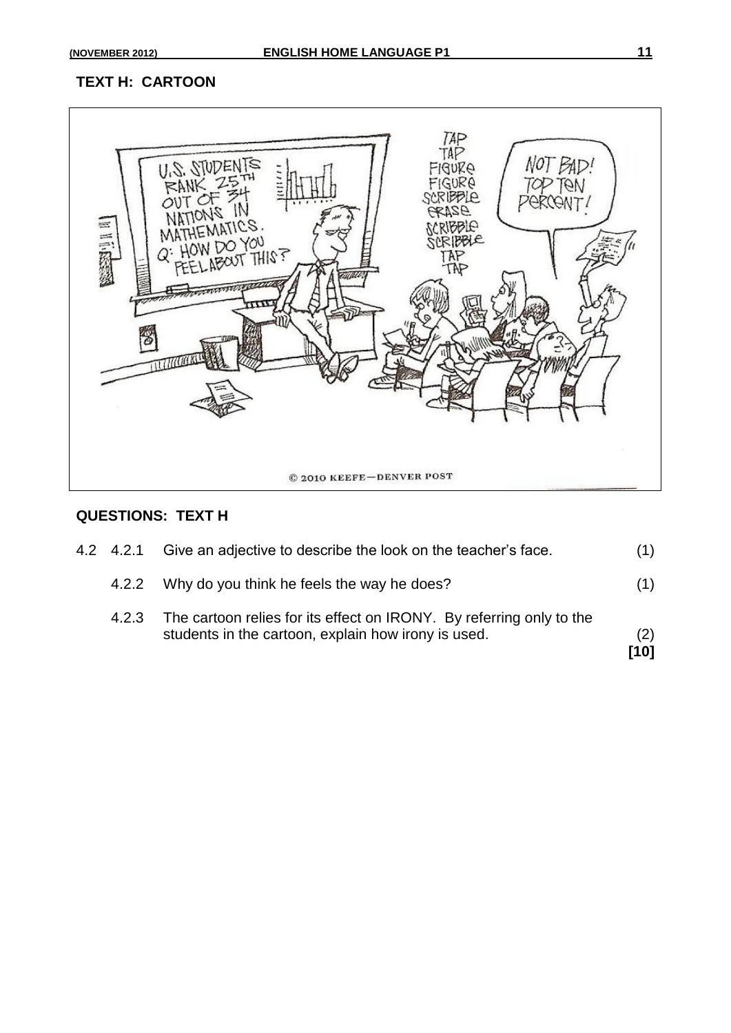## TEXT H: CARTOON

## QUESTIONS: TEXT H

4.2 4.2.1 Give an adjective to describe the look on the teacher's face. (1)

4.2.2 Why do you think he feels the way he does? (1)

4.2.3 The cartoon relies for its effect on IRONY. By referring only to the students in the cartoon, explain how irony is used. (2)

**[10]**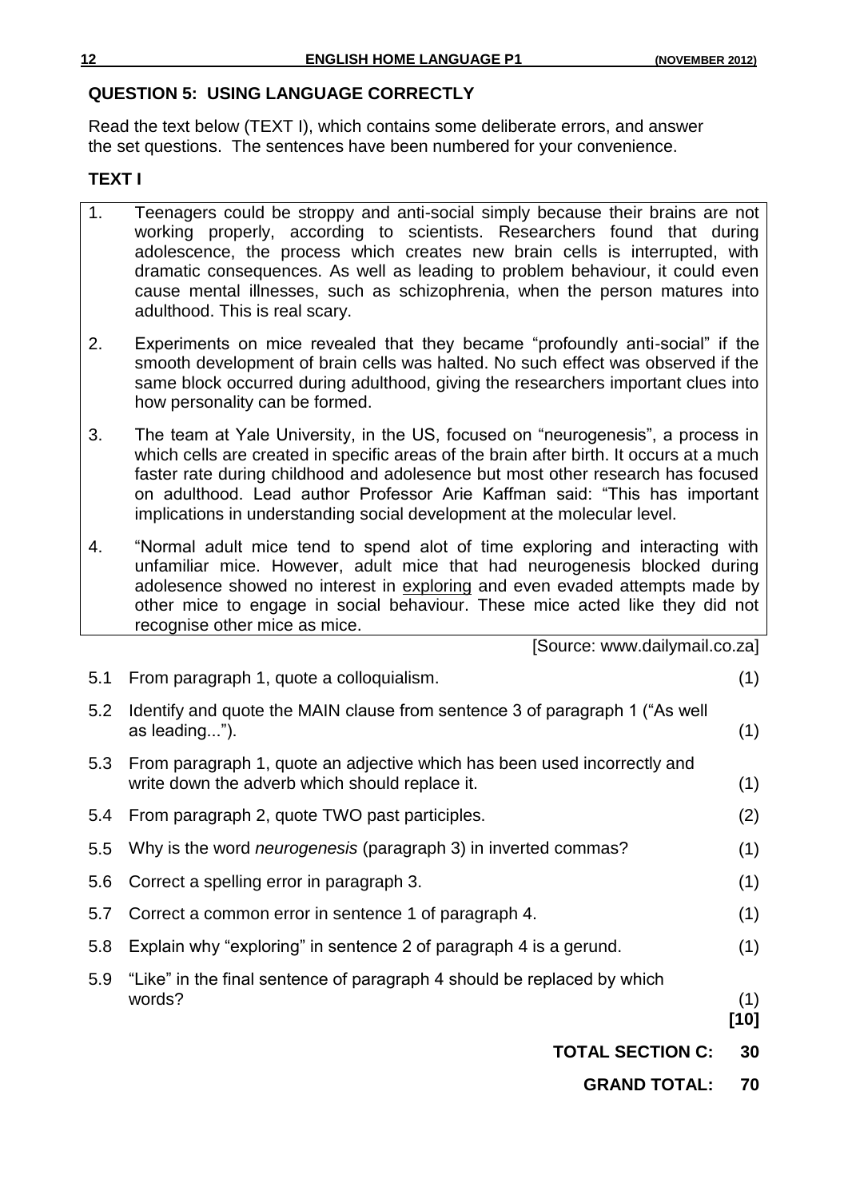## QUESTION 5: USING LANGUAGE CORRECTLY

Read the text below (TEXT I), which contains some deliberate errors, and answer the set questions. The sentences have been numbered for your convenience.

### TEXT I

1. Teenagers could be stroppy and anti-social simply because their brains are not working properly, according to scientists. Researchers found that during adolescence, the process which creates new brain cells is interrupted, with dramatic consequences. As well as leading to problem behaviour, it could even cause mental illnesses, such as schizophrenia, when the person matures into adulthood. This is real scary.

2. Experiments on mice revealed that they became "profoundly anti-social" if the smooth development of brain cells was halted. No such effect was observed if the same block occurred during adulthood, giving the researchers important clues into how personality can be formed.

3. The team at Yale University, in the US, focused on "neurogenesis", a process in which cells are created in specific areas of the brain after birth. It occurs at a much faster rate during childhood and adolesence but most other research has focused on adulthood. Lead author Professor Arie Kaffman said: "This has important implications in understanding social development at the molecular level.

4. "Normal adult mice tend to spend alot of time exploring and interacting with unfamiliar mice. However, adult mice that had neurogenesis blocked during adolesence showed no interest in <u>exploring</u> and even evaded attempts made by other mice to engage in social behaviour. These mice acted like they did not recognise other mice as mice.

[Source: www.dailymail.co.za]

5.1 From paragraph 1, quote a colloquialism. (1)

5.2 Identify and quote the MAIN clause from sentence 3 of paragraph 1 ("As well as leading..."). (1)

5.3 From paragraph 1, quote an adjective which has been used incorrectly and write down the adverb which should replace it. (1)

5.4 From paragraph 2, quote TWO past participles. (2)

5.5 Why is the word *neurogenesis* (paragraph 3) in inverted commas? (1)

5.6 Correct a spelling error in paragraph 3. (1)

5.7 Correct a common error in sentence 1 of paragraph 4. (1)

5.8 Explain why "exploring" in sentence 2 of paragraph 4 is a gerund. (1)

5.9 "Like" in the final sentence of paragraph 4 should be replaced by which words? (1)

**[10]**

**TOTAL SECTION C: 30**

**GRAND TOTAL: 70**